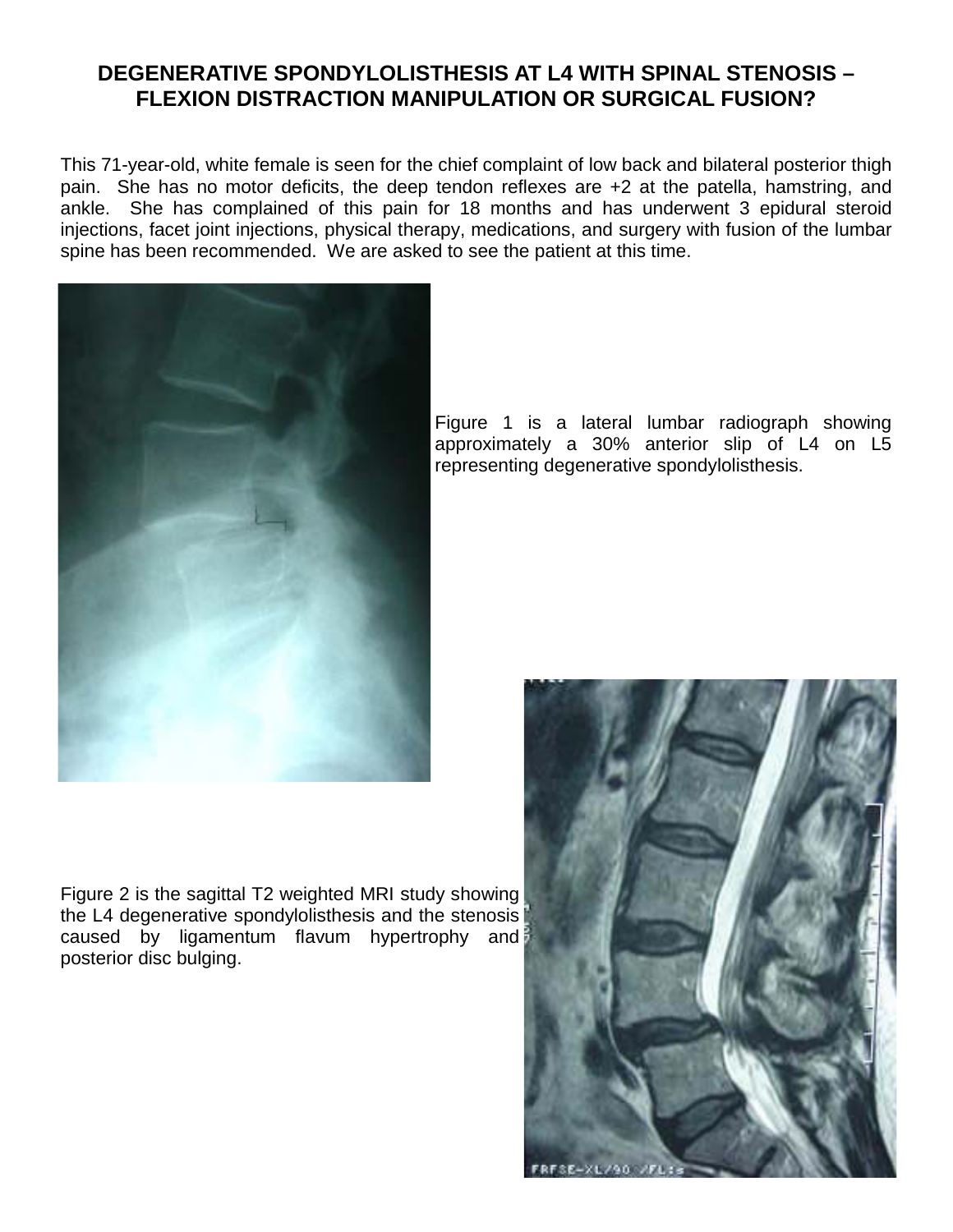# DEGENERATIVE SPONDYLOLISTHESIS AT L4 WITH SPINAL STENOSIS – FLEXION DISTRACTION MANIPULATION OR SURGICAL FUSION?

This 71-year-old, white female is seen for the chief complaint of low back and bilateral posterior thigh pain. She has no motor deficits, the deep tendon reflexes are +2 at the patella, hamstring, and ankle. She has complained of this pain for 18 months and has underwent 3 epidural steroid injections, facet joint injections, physical therapy, medications, and surgery with fusion of the lumbar spine has been recommended. We are asked to see the patient at this time.

Figure 1 is a lateral lumbar radiograph showing approximately a 30% anterior slip of L4 on L5 representing degenerative spondylolisthesis.

Figure 2 is the sagittal T2 weighted MRI study showing the L4 degenerative spondylolisthesis and the stenosis caused by ligamentum flavum hypertrophy and posterior disc bulging.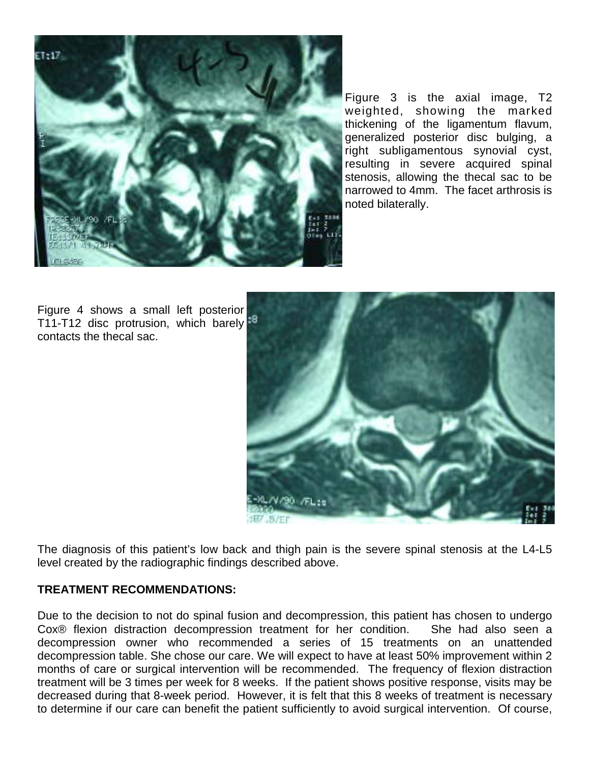Figure 3 is the axial image, T2 weighted, showing the marked thickening of the ligamentum flavum, generalized posterior disc bulging, a right subligamentous synovial cyst, resulting in severe acquired spinal stenosis, allowing the thecal sac to be narrowed to 4mm. The facet arthrosis is noted bilaterally.

Figure 4 shows a small left posterior T11-T12 disc protrusion, which barely contacts the thecal sac.

The diagnosis of this patient's low back and thigh pain is the severe spinal stenosis at the L4-L5 level created by the radiographic findings described above.

**TREATMENT RECOMMENDATIONS:**

Due to the decision to not do spinal fusion and decompression, this patient has chosen to undergo Cox® flexion distraction decompression treatment for her condition. She had also seen a decompression owner who recommended a series of 15 treatments on an unattended decompression table. She chose our care. We will expect to have at least 50% improvement within 2 months of care or surgical intervention will be recommended. The frequency of flexion distraction treatment will be 3 times per week for 8 weeks. If the patient shows positive response, visits may be decreased during that 8-week period. However, it is felt that this 8 weeks of treatment is necessary to determine if our care can benefit the patient sufficiently to avoid surgical intervention. Of course,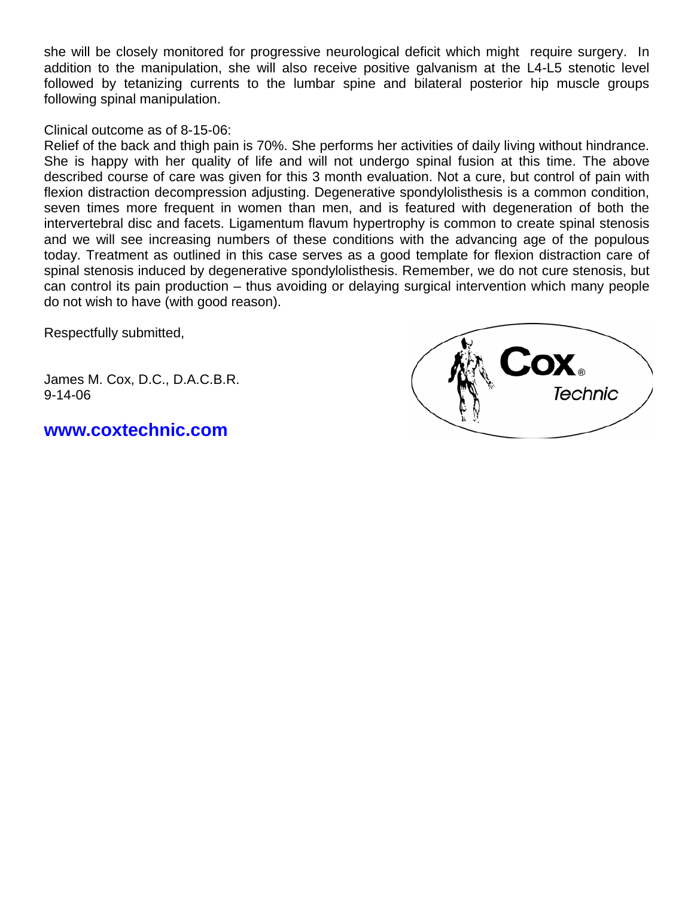she will be closely monitored for progressive neurological deficit which might require surgery. In addition to the manipulation, she will also receive positive galvanism at the L4-L5 stenotic level followed by tetanizing currents to the lumbar spine and bilateral posterior hip muscle groups following spinal manipulation.

Clinical outcome as of 8-15-06:

Relief of the back and thigh pain is 70%. She performs her activities of daily living without hindrance. She is happy with her quality of life and will not undergo spinal fusion at this time. The above described course of care was given for this 3 month evaluation. Not a cure, but control of pain with flexion distraction decompression adjusting. Degenerative spondylolisthesis is a common condition, seven times more frequent in women than men, and is featured with degeneration of both the intervertebral disc and facets. Ligamentum flavum hypertrophy is common to create spinal stenosis and we will see increasing numbers of these conditions with the advancing age of the populous today. Treatment as outlined in this case serves as a good template for flexion distraction care of spinal stenosis induced by degenerative spondylolisthesis. Remember, we do not cure stenosis, but can control its pain production – thus avoiding or delaying surgical intervention which many people do not wish to have (with good reason).

Respectfully submitted,

James M. Cox, D.C., D.A.C.B.R.
9-14-06

**www.coxtechnic.com**

Cox® Technic